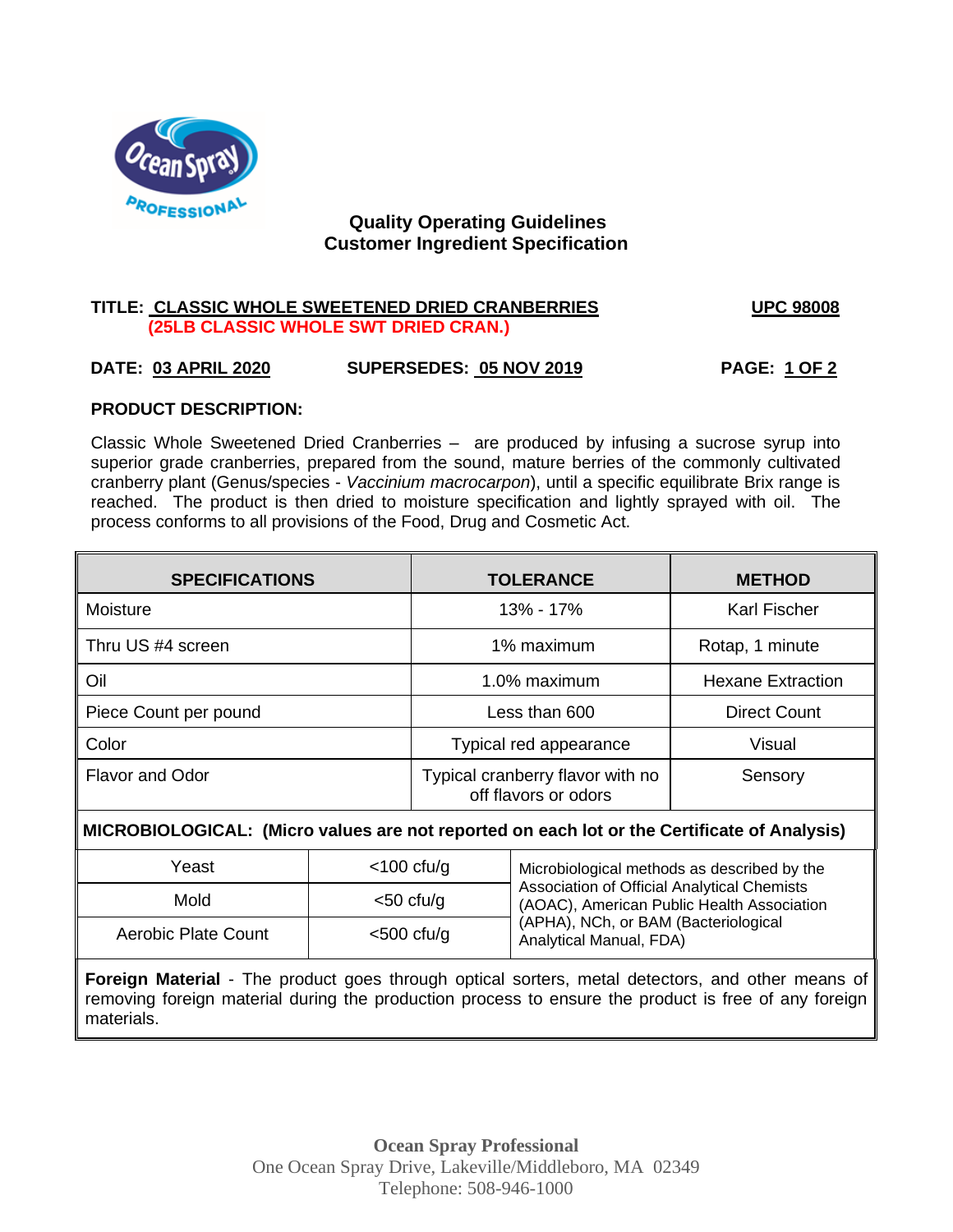## Quality Operating Guidelines
## Customer Ingredient Specification

**TITLE: CLASSIC WHOLE SWEETENED DRIED CRANBERRIES** **UPC 98008**
**(25LB CLASSIC WHOLE SWT DRIED CRAN.)**

**DATE: 03 APRIL 2020** **SUPERSEDES: 05 NOV 2019** **PAGE: 1 OF 2**

**PRODUCT DESCRIPTION:**

Classic Whole Sweetened Dried Cranberries – are produced by infusing a sucrose syrup into superior grade cranberries, prepared from the sound, mature berries of the commonly cultivated cranberry plant (Genus/species - *Vaccinium macrocarpon*), until a specific equilibrate Brix range is reached. The product is then dried to moisture specification and lightly sprayed with oil. The process conforms to all provisions of the Food, Drug and Cosmetic Act.

| SPECIFICATIONS | TOLERANCE | METHOD |
|---|---|---|
| Moisture | 13% - 17% | Karl Fischer |
| Thru US #4 screen | 1% maximum | Rotap, 1 minute |
| Oil | 1.0% maximum | Hexane Extraction |
| Piece Count per pound | Less than 600 | Direct Count |
| Color | Typical red appearance | Visual |
| Flavor and Odor | Typical cranberry flavor with no off flavors or odors | Sensory |

**MICROBIOLOGICAL: (Micro values are not reported on each lot or the Certificate of Analysis)**

| | | |
|---|---|---|
| Yeast | <100 cfu/g | Microbiological methods as described by the Association of Official Analytical Chemists (AOAC), American Public Health Association (APHA), NCh, or BAM (Bacteriological Analytical Manual, FDA) |
| Mold | <50 cfu/g | |
| Aerobic Plate Count | <500 cfu/g | |

**Foreign Material** - The product goes through optical sorters, metal detectors, and other means of removing foreign material during the production process to ensure the product is free of any foreign materials.

**Ocean Spray Professional**
One Ocean Spray Drive, Lakeville/Middleboro, MA 02349
Telephone: 508-946-1000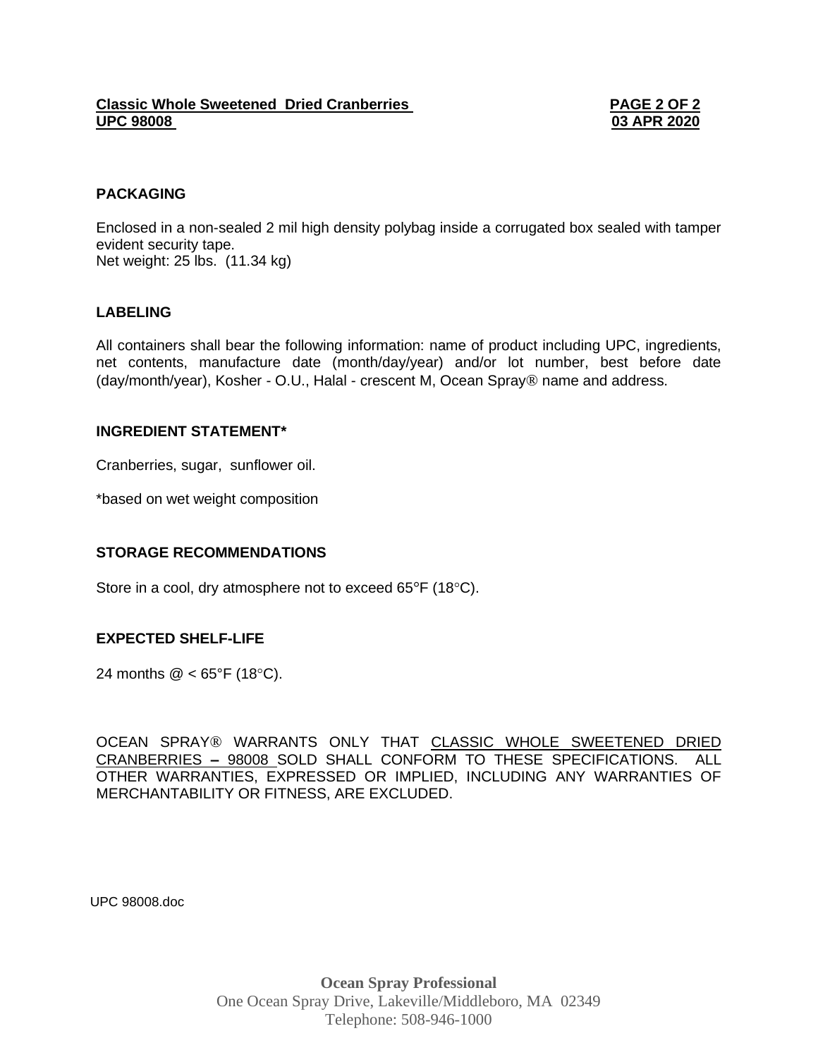## PACKAGING

Enclosed in a non-sealed 2 mil high density polybag inside a corrugated box sealed with tamper evident security tape.
Net weight: 25 lbs. (11.34 kg)

## LABELING

All containers shall bear the following information: name of product including UPC, ingredients, net contents, manufacture date (month/day/year) and/or lot number, best before date (day/month/year), Kosher - O.U., Halal - crescent M, Ocean Spray® name and address.

## INGREDIENT STATEMENT*

Cranberries, sugar, sunflower oil.

*based on wet weight composition

## STORAGE RECOMMENDATIONS

Store in a cool, dry atmosphere not to exceed 65°F (18°C).

## EXPECTED SHELF-LIFE

24 months @ < 65°F (18°C).

OCEAN SPRAY® WARRANTS ONLY THAT CLASSIC WHOLE SWEETENED DRIED CRANBERRIES – 98008 SOLD SHALL CONFORM TO THESE SPECIFICATIONS. ALL OTHER WARRANTIES, EXPRESSED OR IMPLIED, INCLUDING ANY WARRANTIES OF MERCHANTABILITY OR FITNESS, ARE EXCLUDED.

UPC 98008.doc

**Ocean Spray Professional**
One Ocean Spray Drive, Lakeville/Middleboro, MA 02349
Telephone: 508-946-1000